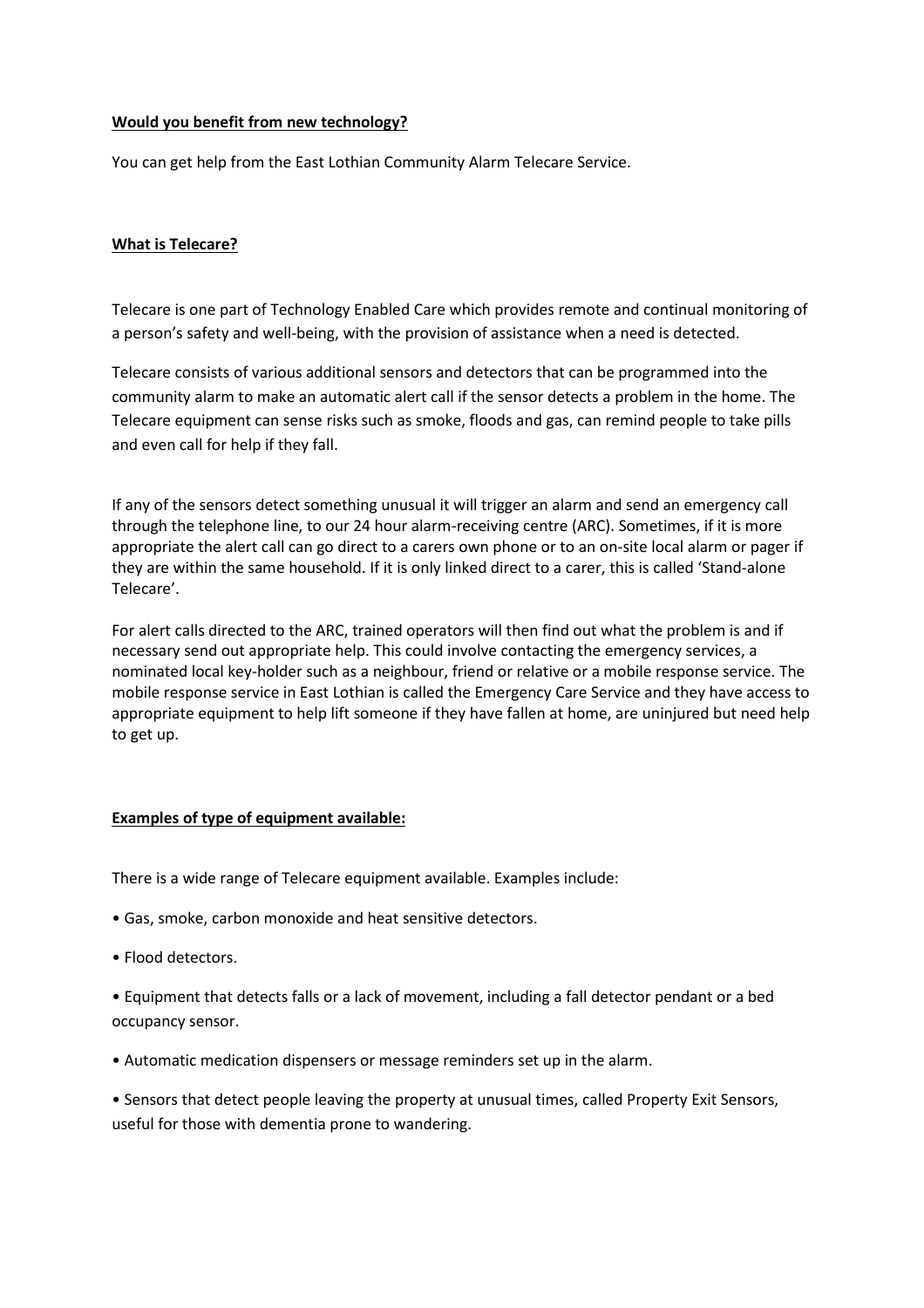**Would you benefit from new technology?**

You can get help from the East Lothian Community Alarm Telecare Service.

**What is Telecare?**

Telecare is one part of Technology Enabled Care which provides remote and continual monitoring of a person's safety and well-being, with the provision of assistance when a need is detected.

Telecare consists of various additional sensors and detectors that can be programmed into the community alarm to make an automatic alert call if the sensor detects a problem in the home. The Telecare equipment can sense risks such as smoke, floods and gas, can remind people to take pills and even call for help if they fall.

If any of the sensors detect something unusual it will trigger an alarm and send an emergency call through the telephone line, to our 24 hour alarm-receiving centre (ARC). Sometimes, if it is more appropriate the alert call can go direct to a carers own phone or to an on-site local alarm or pager if they are within the same household. If it is only linked direct to a carer, this is called 'Stand-alone Telecare'.

For alert calls directed to the ARC, trained operators will then find out what the problem is and if necessary send out appropriate help. This could involve contacting the emergency services, a nominated local key-holder such as a neighbour, friend or relative or a mobile response service. The mobile response service in East Lothian is called the Emergency Care Service and they have access to appropriate equipment to help lift someone if they have fallen at home, are uninjured but need help to get up.

**Examples of type of equipment available:**

There is a wide range of Telecare equipment available. Examples include:

- Gas, smoke, carbon monoxide and heat sensitive detectors.
- Flood detectors.
- Equipment that detects falls or a lack of movement, including a fall detector pendant or a bed occupancy sensor.
- Automatic medication dispensers or message reminders set up in the alarm.
- Sensors that detect people leaving the property at unusual times, called Property Exit Sensors, useful for those with dementia prone to wandering.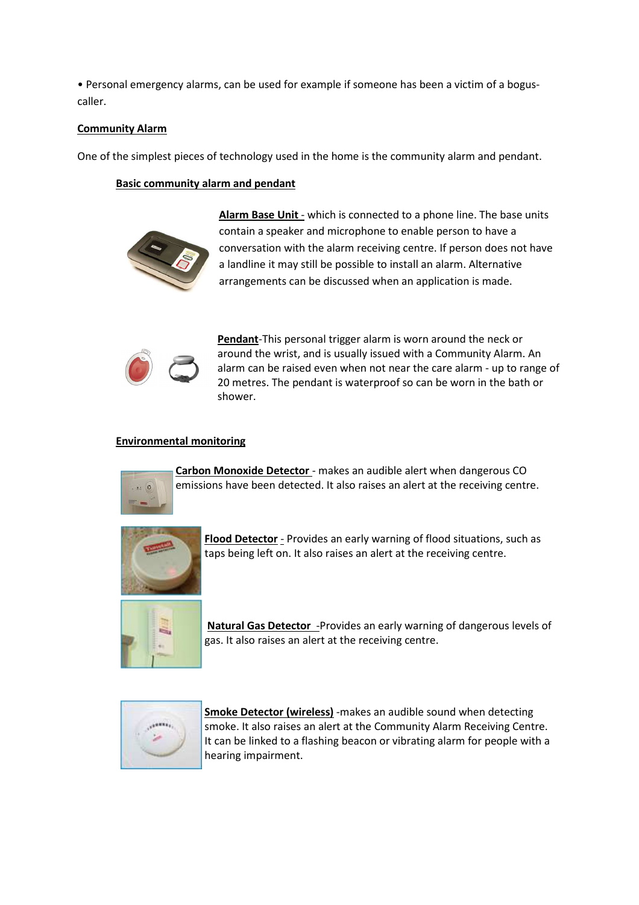• Personal emergency alarms, can be used for example if someone has been a victim of a bogus-caller.

## Community Alarm

One of the simplest pieces of technology used in the home is the community alarm and pendant.

### Basic community alarm and pendant

**Alarm Base Unit** - which is connected to a phone line. The base units contain a speaker and microphone to enable person to have a conversation with the alarm receiving centre. If person does not have a landline it may still be possible to install an alarm. Alternative arrangements can be discussed when an application is made.

**Pendant**-This personal trigger alarm is worn around the neck or around the wrist, and is usually issued with a Community Alarm. An alarm can be raised even when not near the care alarm - up to range of 20 metres. The pendant is waterproof so can be worn in the bath or shower.

### Environmental monitoring

**Carbon Monoxide Detector** - makes an audible alert when dangerous CO emissions have been detected. It also raises an alert at the receiving centre.

**Flood Detector** - Provides an early warning of flood situations, such as taps being left on. It also raises an alert at the receiving centre.

**Natural Gas Detector** -Provides an early warning of dangerous levels of gas. It also raises an alert at the receiving centre.

**Smoke Detector (wireless)** -makes an audible sound when detecting smoke. It also raises an alert at the Community Alarm Receiving Centre. It can be linked to a flashing beacon or vibrating alarm for people with a hearing impairment.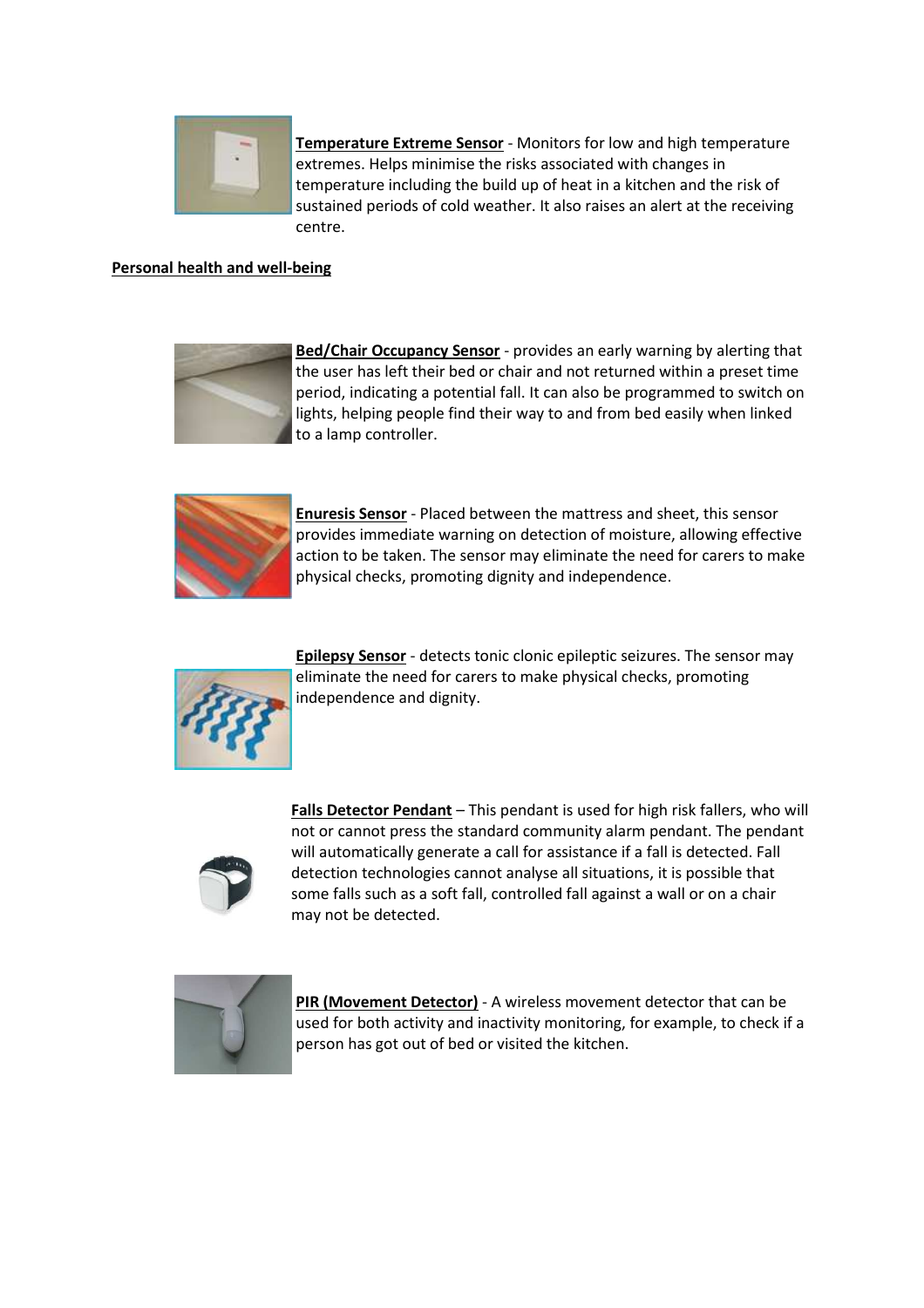**Temperature Extreme Sensor** - Monitors for low and high temperature extremes. Helps minimise the risks associated with changes in temperature including the build up of heat in a kitchen and the risk of sustained periods of cold weather. It also raises an alert at the receiving centre.

## Personal health and well-being

**Bed/Chair Occupancy Sensor** - provides an early warning by alerting that the user has left their bed or chair and not returned within a preset time period, indicating a potential fall. It can also be programmed to switch on lights, helping people find their way to and from bed easily when linked to a lamp controller.

**Enuresis Sensor** - Placed between the mattress and sheet, this sensor provides immediate warning on detection of moisture, allowing effective action to be taken. The sensor may eliminate the need for carers to make physical checks, promoting dignity and independence.

**Epilepsy Sensor** - detects tonic clonic epileptic seizures. The sensor may eliminate the need for carers to make physical checks, promoting independence and dignity.

**Falls Detector Pendant** – This pendant is used for high risk fallers, who will not or cannot press the standard community alarm pendant. The pendant will automatically generate a call for assistance if a fall is detected. Fall detection technologies cannot analyse all situations, it is possible that some falls such as a soft fall, controlled fall against a wall or on a chair may not be detected.

**PIR (Movement Detector)** - A wireless movement detector that can be used for both activity and inactivity monitoring, for example, to check if a person has got out of bed or visited the kitchen.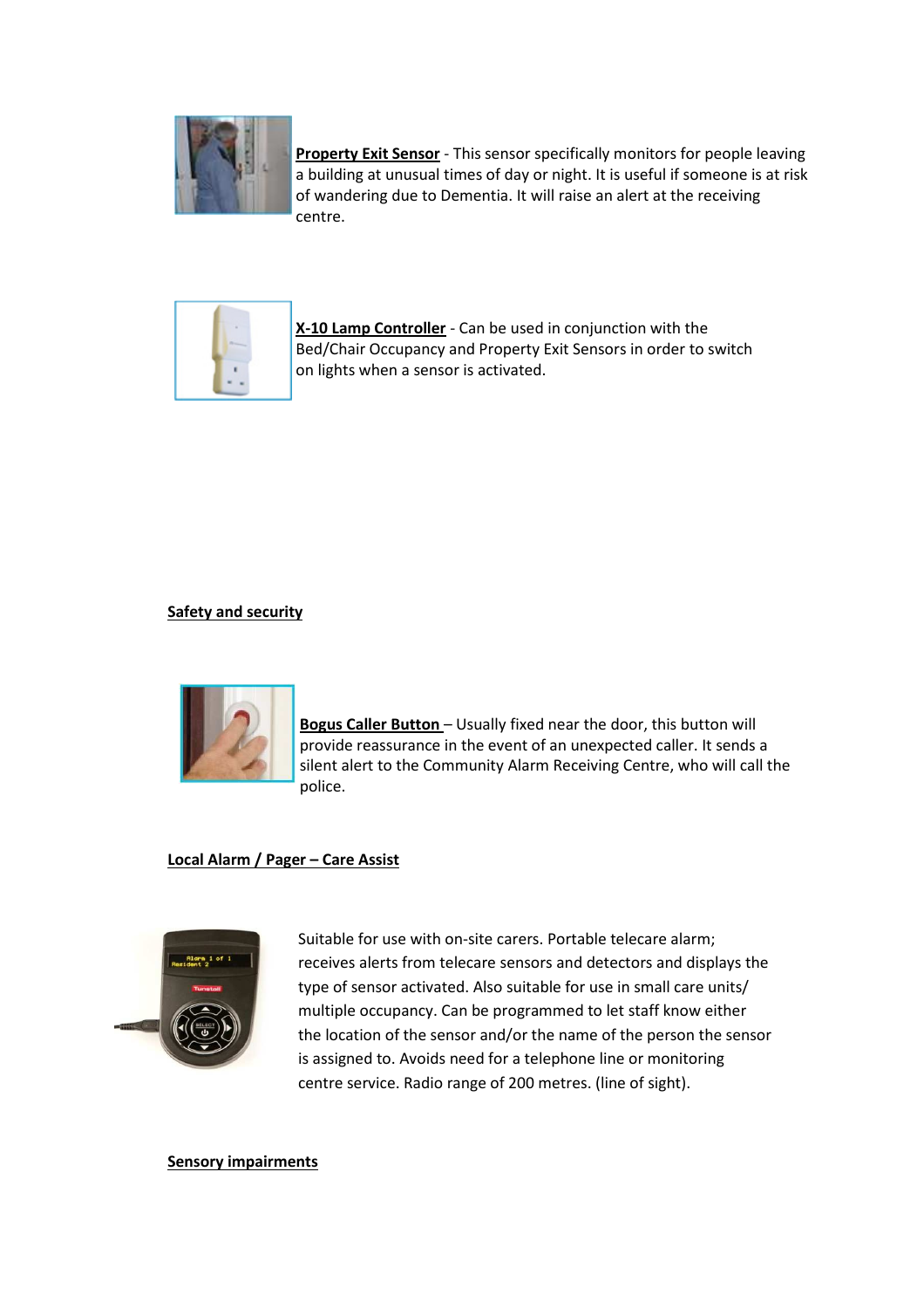**Property Exit Sensor** - This sensor specifically monitors for people leaving a building at unusual times of day or night. It is useful if someone is at risk of wandering due to Dementia. It will raise an alert at the receiving centre.

**X-10 Lamp Controller** - Can be used in conjunction with the Bed/Chair Occupancy and Property Exit Sensors in order to switch on lights when a sensor is activated.

## Safety and security

**Bogus Caller Button** – Usually fixed near the door, this button will provide reassurance in the event of an unexpected caller. It sends a silent alert to the Community Alarm Receiving Centre, who will call the police.

## Local Alarm / Pager – Care Assist

Suitable for use with on-site carers. Portable telecare alarm; receives alerts from telecare sensors and detectors and displays the type of sensor activated. Also suitable for use in small care units/ multiple occupancy. Can be programmed to let staff know either the location of the sensor and/or the name of the person the sensor is assigned to. Avoids need for a telephone line or monitoring centre service. Radio range of 200 metres. (line of sight).

## Sensory impairments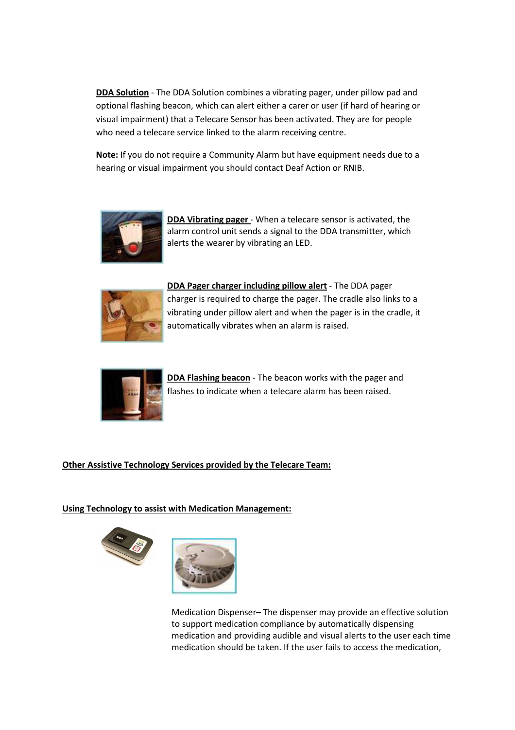**DDA Solution** - The DDA Solution combines a vibrating pager, under pillow pad and optional flashing beacon, which can alert either a carer or user (if hard of hearing or visual impairment) that a Telecare Sensor has been activated. They are for people who need a telecare service linked to the alarm receiving centre.

**Note:** If you do not require a Community Alarm but have equipment needs due to a hearing or visual impairment you should contact Deaf Action or RNIB.

**DDA Vibrating pager** - When a telecare sensor is activated, the alarm control unit sends a signal to the DDA transmitter, which alerts the wearer by vibrating an LED.

**DDA Pager charger including pillow alert** - The DDA pager charger is required to charge the pager. The cradle also links to a vibrating under pillow alert and when the pager is in the cradle, it automatically vibrates when an alarm is raised.

**DDA Flashing beacon** - The beacon works with the pager and flashes to indicate when a telecare alarm has been raised.

## Other Assistive Technology Services provided by the Telecare Team:

### Using Technology to assist with Medication Management:

Medication Dispenser– The dispenser may provide an effective solution to support medication compliance by automatically dispensing medication and providing audible and visual alerts to the user each time medication should be taken. If the user fails to access the medication,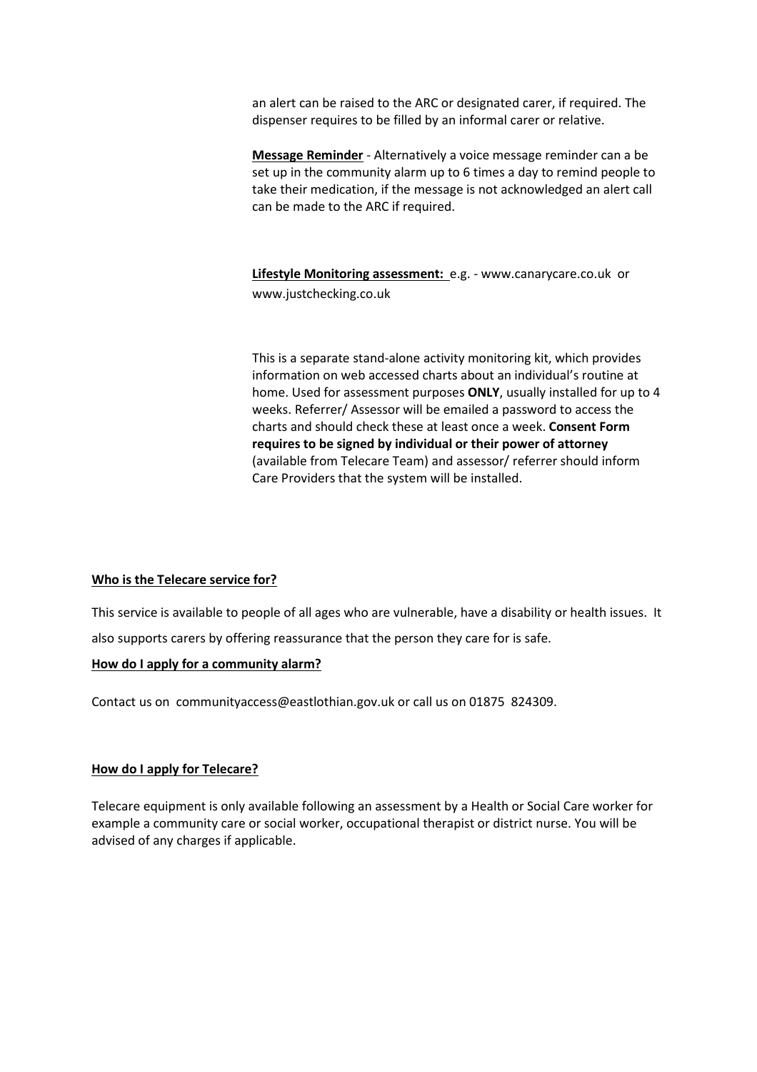an alert can be raised to the ARC or designated carer, if required. The dispenser requires to be filled by an informal carer or relative.

**Message Reminder** - Alternatively a voice message reminder can a be set up in the community alarm up to 6 times a day to remind people to take their medication, if the message is not acknowledged an alert call can be made to the ARC if required.

**Lifestyle Monitoring assessment:** e.g. - www.canarycare.co.uk or www.justchecking.co.uk

This is a separate stand-alone activity monitoring kit, which provides information on web accessed charts about an individual's routine at home. Used for assessment purposes **ONLY**, usually installed for up to 4 weeks. Referrer/ Assessor will be emailed a password to access the charts and should check these at least once a week. **Consent Form requires to be signed by individual or their power of attorney** (available from Telecare Team) and assessor/ referrer should inform Care Providers that the system will be installed.

**Who is the Telecare service for?**

This service is available to people of all ages who are vulnerable, have a disability or health issues. It also supports carers by offering reassurance that the person they care for is safe.

**How do I apply for a community alarm?**

Contact us on communityaccess@eastlothian.gov.uk or call us on 01875 824309.

**How do I apply for Telecare?**

Telecare equipment is only available following an assessment by a Health or Social Care worker for example a community care or social worker, occupational therapist or district nurse. You will be advised of any charges if applicable.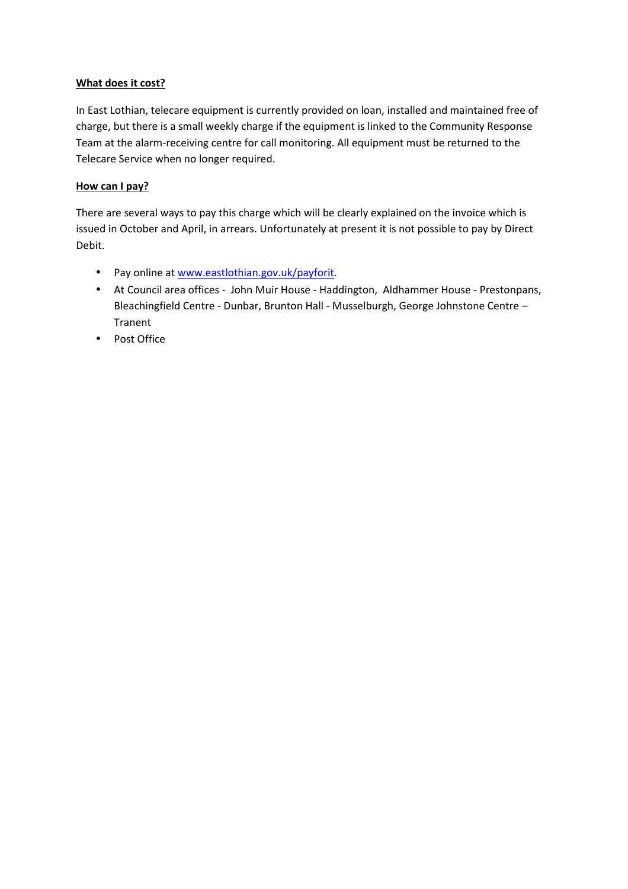**What does it cost?**

In East Lothian, telecare equipment is currently provided on loan, installed and maintained free of charge, but there is a small weekly charge if the equipment is linked to the Community Response Team at the alarm-receiving centre for call monitoring. All equipment must be returned to the Telecare Service when no longer required.

**How can I pay?**

There are several ways to pay this charge which will be clearly explained on the invoice which is issued in October and April, in arrears. Unfortunately at present it is not possible to pay by Direct Debit.

- Pay online at www.eastlothian.gov.uk/payforit.
- At Council area offices - John Muir House - Haddington, Aldhammer House - Prestonpans, Bleachingfield Centre - Dunbar, Brunton Hall - Musselburgh, George Johnstone Centre – Tranent
- Post Office